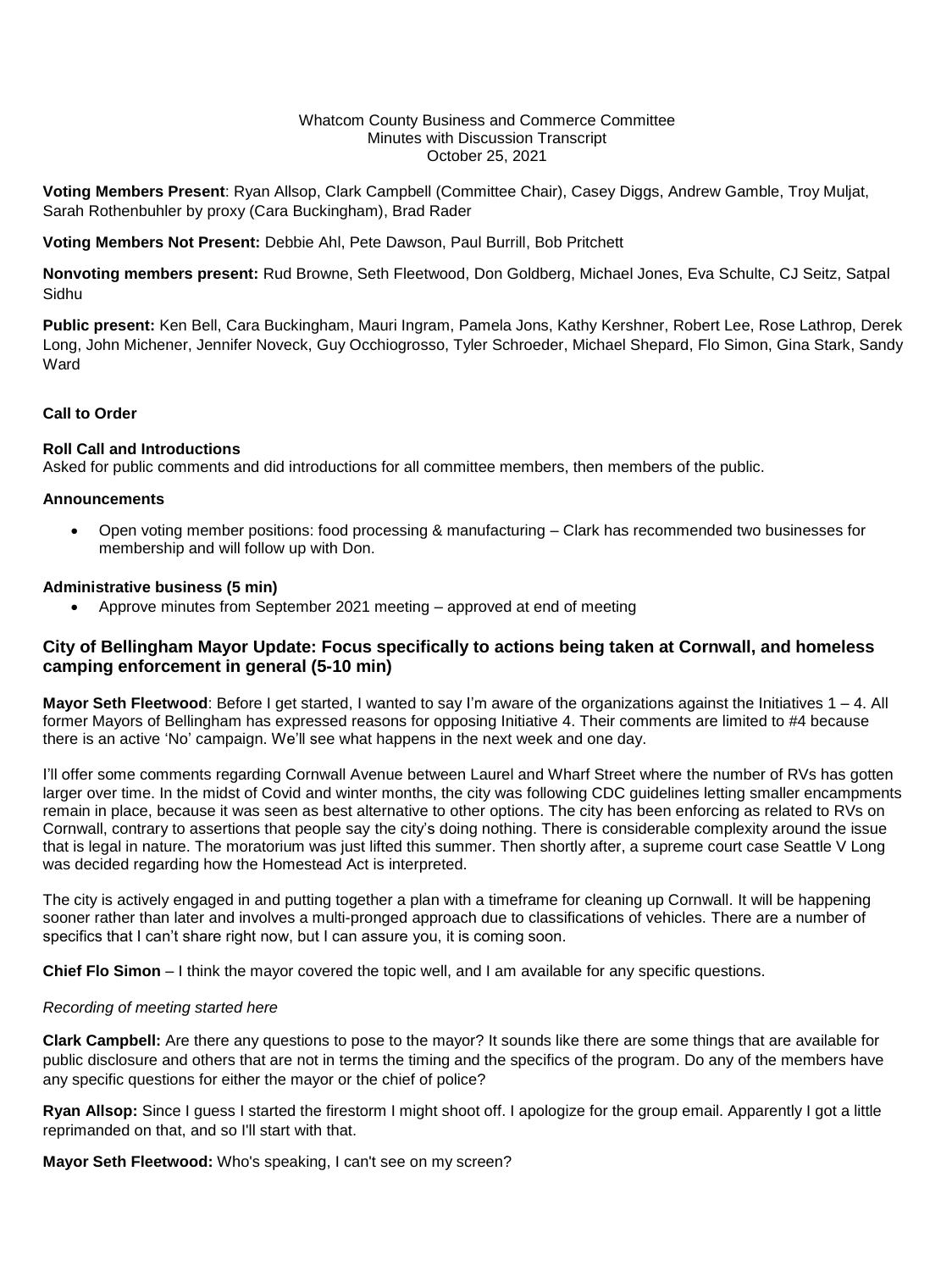Whatcom County Business and Commerce Committee
Minutes with Discussion Transcript
October 25, 2021

**Voting Members Present**: Ryan Allsop, Clark Campbell (Committee Chair), Casey Diggs, Andrew Gamble, Troy Muljat, Sarah Rothenbuhler by proxy (Cara Buckingham), Brad Rader

**Voting Members Not Present:** Debbie Ahl, Pete Dawson, Paul Burrill, Bob Pritchett

**Nonvoting members present:** Rud Browne, Seth Fleetwood, Don Goldberg, Michael Jones, Eva Schulte, CJ Seitz, Satpal Sidhu

**Public present:** Ken Bell, Cara Buckingham, Mauri Ingram, Pamela Jons, Kathy Kershner, Robert Lee, Rose Lathrop, Derek Long, John Michener, Jennifer Noveck, Guy Occhiogrosso, Tyler Schroeder, Michael Shepard, Flo Simon, Gina Stark, Sandy Ward

**Call to Order**

**Roll Call and Introductions**
Asked for public comments and did introductions for all committee members, then members of the public.

**Announcements**

- Open voting member positions: food processing & manufacturing – Clark has recommended two businesses for membership and will follow up with Don.

**Administrative business (5 min)**

- Approve minutes from September 2021 meeting – approved at end of meeting

## City of Bellingham Mayor Update: Focus specifically to actions being taken at Cornwall, and homeless camping enforcement in general (5-10 min)

**Mayor Seth Fleetwood**: Before I get started, I wanted to say I'm aware of the organizations against the Initiatives 1 – 4. All former Mayors of Bellingham has expressed reasons for opposing Initiative 4. Their comments are limited to #4 because there is an active 'No' campaign. We'll see what happens in the next week and one day.

I'll offer some comments regarding Cornwall Avenue between Laurel and Wharf Street where the number of RVs has gotten larger over time. In the midst of Covid and winter months, the city was following CDC guidelines letting smaller encampments remain in place, because it was seen as best alternative to other options. The city has been enforcing as related to RVs on Cornwall, contrary to assertions that people say the city's doing nothing. There is considerable complexity around the issue that is legal in nature. The moratorium was just lifted this summer. Then shortly after, a supreme court case Seattle V Long was decided regarding how the Homestead Act is interpreted.

The city is actively engaged in and putting together a plan with a timeframe for cleaning up Cornwall. It will be happening sooner rather than later and involves a multi-pronged approach due to classifications of vehicles. There are a number of specifics that I can't share right now, but I can assure you, it is coming soon.

**Chief Flo Simon** – I think the mayor covered the topic well, and I am available for any specific questions.

*Recording of meeting started here*

**Clark Campbell:** Are there any questions to pose to the mayor? It sounds like there are some things that are available for public disclosure and others that are not in terms the timing and the specifics of the program. Do any of the members have any specific questions for either the mayor or the chief of police?

**Ryan Allsop:** Since I guess I started the firestorm I might shoot off. I apologize for the group email. Apparently I got a little reprimanded on that, and so I'll start with that.

**Mayor Seth Fleetwood:** Who's speaking, I can't see on my screen?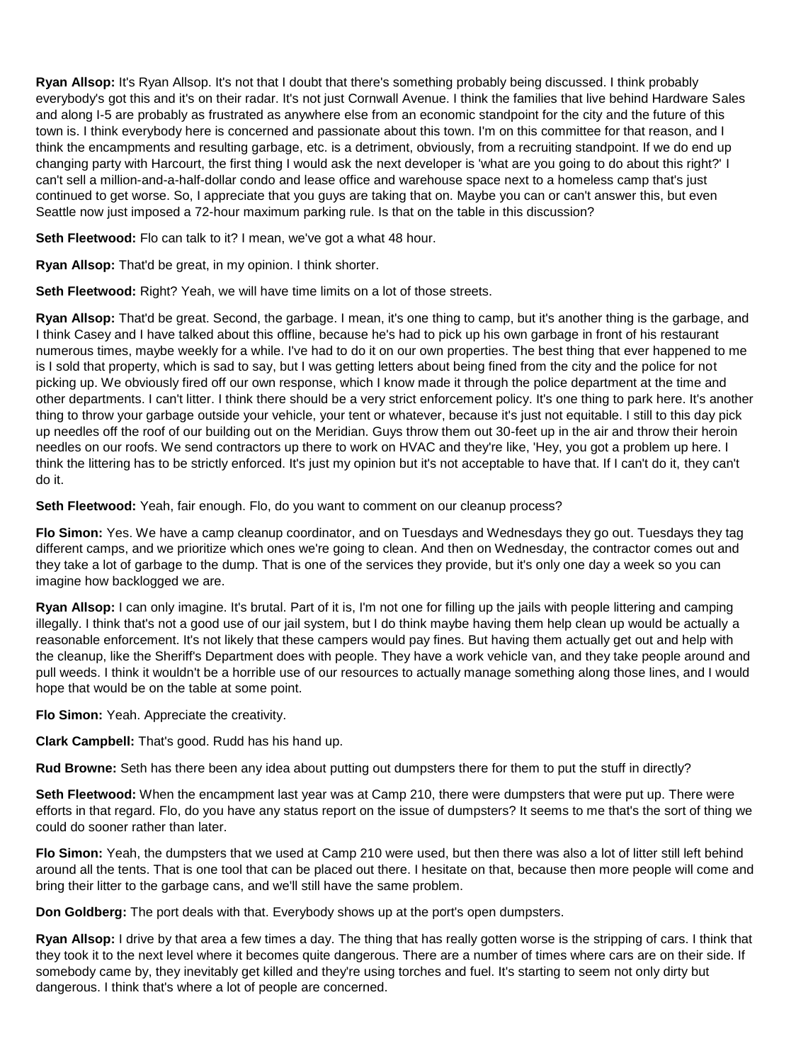**Ryan Allsop:** It's Ryan Allsop. It's not that I doubt that there's something probably being discussed. I think probably everybody's got this and it's on their radar. It's not just Cornwall Avenue. I think the families that live behind Hardware Sales and along I-5 are probably as frustrated as anywhere else from an economic standpoint for the city and the future of this town is. I think everybody here is concerned and passionate about this town. I'm on this committee for that reason, and I think the encampments and resulting garbage, etc. is a detriment, obviously, from a recruiting standpoint. If we do end up changing party with Harcourt, the first thing I would ask the next developer is 'what are you going to do about this right?' I can't sell a million-and-a-half-dollar condo and lease office and warehouse space next to a homeless camp that's just continued to get worse. So, I appreciate that you guys are taking that on. Maybe you can or can't answer this, but even Seattle now just imposed a 72-hour maximum parking rule. Is that on the table in this discussion?

**Seth Fleetwood:** Flo can talk to it? I mean, we've got a what 48 hour.

**Ryan Allsop:** That'd be great, in my opinion. I think shorter.

**Seth Fleetwood:** Right? Yeah, we will have time limits on a lot of those streets.

**Ryan Allsop:** That'd be great. Second, the garbage. I mean, it's one thing to camp, but it's another thing is the garbage, and I think Casey and I have talked about this offline, because he's had to pick up his own garbage in front of his restaurant numerous times, maybe weekly for a while. I've had to do it on our own properties. The best thing that ever happened to me is I sold that property, which is sad to say, but I was getting letters about being fined from the city and the police for not picking up. We obviously fired off our own response, which I know made it through the police department at the time and other departments. I can't litter. I think there should be a very strict enforcement policy. It's one thing to park here. It's another thing to throw your garbage outside your vehicle, your tent or whatever, because it's just not equitable. I still to this day pick up needles off the roof of our building out on the Meridian. Guys throw them out 30-feet up in the air and throw their heroin needles on our roofs. We send contractors up there to work on HVAC and they're like, 'Hey, you got a problem up here. I think the littering has to be strictly enforced. It's just my opinion but it's not acceptable to have that. If I can't do it, they can't do it.

**Seth Fleetwood:** Yeah, fair enough. Flo, do you want to comment on our cleanup process?

**Flo Simon:** Yes. We have a camp cleanup coordinator, and on Tuesdays and Wednesdays they go out. Tuesdays they tag different camps, and we prioritize which ones we're going to clean. And then on Wednesday, the contractor comes out and they take a lot of garbage to the dump. That is one of the services they provide, but it's only one day a week so you can imagine how backlogged we are.

**Ryan Allsop:** I can only imagine. It's brutal. Part of it is, I'm not one for filling up the jails with people littering and camping illegally. I think that's not a good use of our jail system, but I do think maybe having them help clean up would be actually a reasonable enforcement. It's not likely that these campers would pay fines. But having them actually get out and help with the cleanup, like the Sheriff's Department does with people. They have a work vehicle van, and they take people around and pull weeds. I think it wouldn't be a horrible use of our resources to actually manage something along those lines, and I would hope that would be on the table at some point.

**Flo Simon:** Yeah. Appreciate the creativity.

**Clark Campbell:** That's good. Rudd has his hand up.

**Rud Browne:** Seth has there been any idea about putting out dumpsters there for them to put the stuff in directly?

**Seth Fleetwood:** When the encampment last year was at Camp 210, there were dumpsters that were put up. There were efforts in that regard. Flo, do you have any status report on the issue of dumpsters? It seems to me that's the sort of thing we could do sooner rather than later.

**Flo Simon:** Yeah, the dumpsters that we used at Camp 210 were used, but then there was also a lot of litter still left behind around all the tents. That is one tool that can be placed out there. I hesitate on that, because then more people will come and bring their litter to the garbage cans, and we'll still have the same problem.

**Don Goldberg:** The port deals with that. Everybody shows up at the port's open dumpsters.

**Ryan Allsop:** I drive by that area a few times a day. The thing that has really gotten worse is the stripping of cars. I think that they took it to the next level where it becomes quite dangerous. There are a number of times where cars are on their side. If somebody came by, they inevitably get killed and they're using torches and fuel. It's starting to seem not only dirty but dangerous. I think that's where a lot of people are concerned.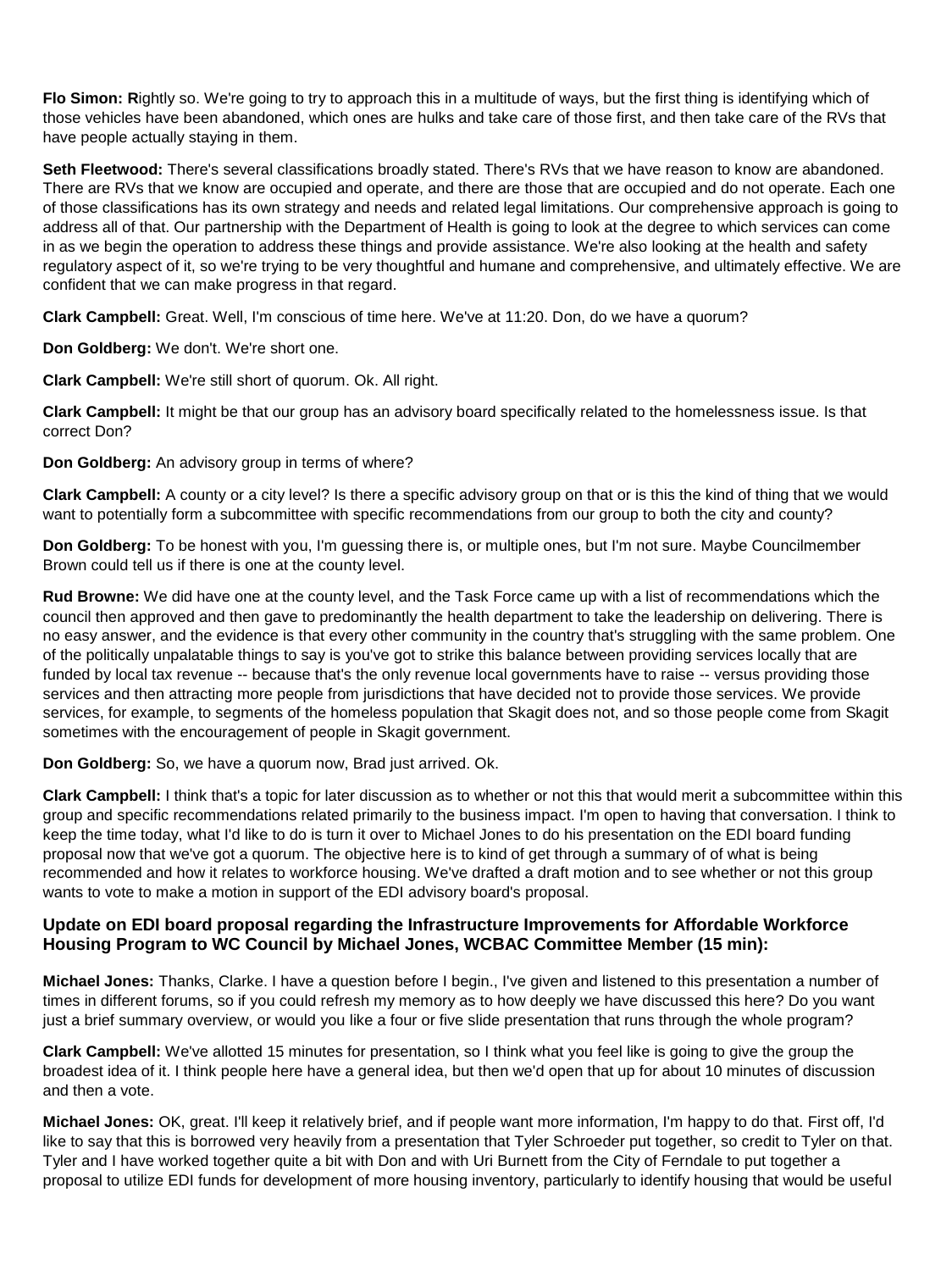**Flo Simon:** Rightly so. We're going to try to approach this in a multitude of ways, but the first thing is identifying which of those vehicles have been abandoned, which ones are hulks and take care of those first, and then take care of the RVs that have people actually staying in them.

**Seth Fleetwood:** There's several classifications broadly stated. There's RVs that we have reason to know are abandoned. There are RVs that we know are occupied and operate, and there are those that are occupied and do not operate. Each one of those classifications has its own strategy and needs and related legal limitations. Our comprehensive approach is going to address all of that. Our partnership with the Department of Health is going to look at the degree to which services can come in as we begin the operation to address these things and provide assistance. We're also looking at the health and safety regulatory aspect of it, so we're trying to be very thoughtful and humane and comprehensive, and ultimately effective. We are confident that we can make progress in that regard.

**Clark Campbell:** Great. Well, I'm conscious of time here. We've at 11:20. Don, do we have a quorum?

**Don Goldberg:** We don't. We're short one.

**Clark Campbell:** We're still short of quorum. Ok. All right.

**Clark Campbell:** It might be that our group has an advisory board specifically related to the homelessness issue. Is that correct Don?

**Don Goldberg:** An advisory group in terms of where?

**Clark Campbell:** A county or a city level? Is there a specific advisory group on that or is this the kind of thing that we would want to potentially form a subcommittee with specific recommendations from our group to both the city and county?

**Don Goldberg:** To be honest with you, I'm guessing there is, or multiple ones, but I'm not sure. Maybe Councilmember Brown could tell us if there is one at the county level.

**Rud Browne:** We did have one at the county level, and the Task Force came up with a list of recommendations which the council then approved and then gave to predominantly the health department to take the leadership on delivering. There is no easy answer, and the evidence is that every other community in the country that's struggling with the same problem. One of the politically unpalatable things to say is you've got to strike this balance between providing services locally that are funded by local tax revenue -- because that's the only revenue local governments have to raise -- versus providing those services and then attracting more people from jurisdictions that have decided not to provide those services. We provide services, for example, to segments of the homeless population that Skagit does not, and so those people come from Skagit sometimes with the encouragement of people in Skagit government.

**Don Goldberg:** So, we have a quorum now, Brad just arrived. Ok.

**Clark Campbell:** I think that's a topic for later discussion as to whether or not this that would merit a subcommittee within this group and specific recommendations related primarily to the business impact. I'm open to having that conversation. I think to keep the time today, what I'd like to do is turn it over to Michael Jones to do his presentation on the EDI board funding proposal now that we've got a quorum. The objective here is to kind of get through a summary of of what is being recommended and how it relates to workforce housing. We've drafted a draft motion and to see whether or not this group wants to vote to make a motion in support of the EDI advisory board's proposal.

### Update on EDI board proposal regarding the Infrastructure Improvements for Affordable Workforce Housing Program to WC Council by Michael Jones, WCBAC Committee Member (15 min):

**Michael Jones:** Thanks, Clarke. I have a question before I begin., I've given and listened to this presentation a number of times in different forums, so if you could refresh my memory as to how deeply we have discussed this here? Do you want just a brief summary overview, or would you like a four or five slide presentation that runs through the whole program?

**Clark Campbell:** We've allotted 15 minutes for presentation, so I think what you feel like is going to give the group the broadest idea of it. I think people here have a general idea, but then we'd open that up for about 10 minutes of discussion and then a vote.

**Michael Jones:** OK, great. I'll keep it relatively brief, and if people want more information, I'm happy to do that. First off, I'd like to say that this is borrowed very heavily from a presentation that Tyler Schroeder put together, so credit to Tyler on that. Tyler and I have worked together quite a bit with Don and with Uri Burnett from the City of Ferndale to put together a proposal to utilize EDI funds for development of more housing inventory, particularly to identify housing that would be useful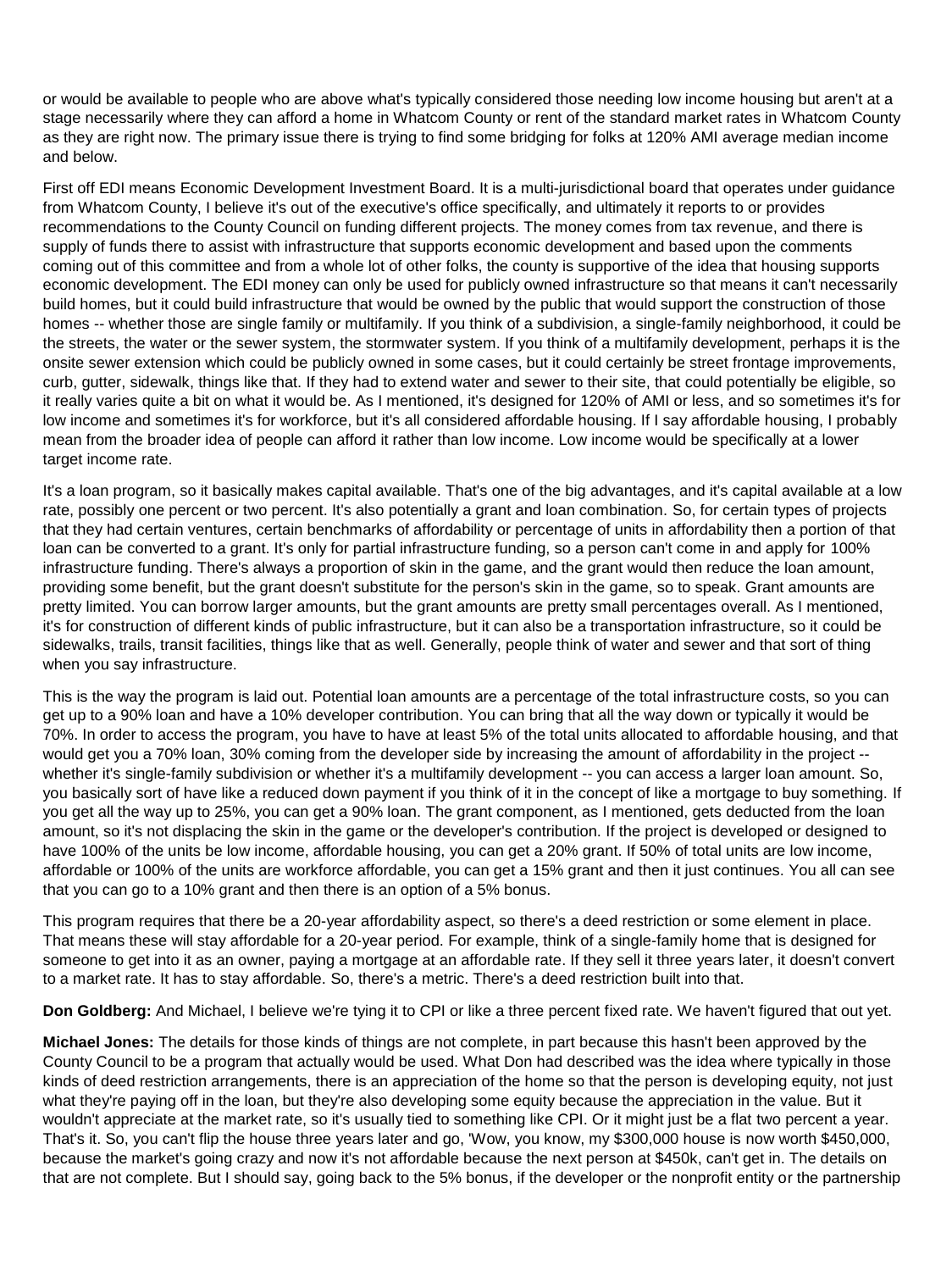or would be available to people who are above what's typically considered those needing low income housing but aren't at a stage necessarily where they can afford a home in Whatcom County or rent of the standard market rates in Whatcom County as they are right now. The primary issue there is trying to find some bridging for folks at 120% AMI average median income and below.

First off EDI means Economic Development Investment Board. It is a multi-jurisdictional board that operates under guidance from Whatcom County, I believe it's out of the executive's office specifically, and ultimately it reports to or provides recommendations to the County Council on funding different projects. The money comes from tax revenue, and there is supply of funds there to assist with infrastructure that supports economic development and based upon the comments coming out of this committee and from a whole lot of other folks, the county is supportive of the idea that housing supports economic development. The EDI money can only be used for publicly owned infrastructure so that means it can't necessarily build homes, but it could build infrastructure that would be owned by the public that would support the construction of those homes -- whether those are single family or multifamily. If you think of a subdivision, a single-family neighborhood, it could be the streets, the water or the sewer system, the stormwater system. If you think of a multifamily development, perhaps it is the onsite sewer extension which could be publicly owned in some cases, but it could certainly be street frontage improvements, curb, gutter, sidewalk, things like that. If they had to extend water and sewer to their site, that could potentially be eligible, so it really varies quite a bit on what it would be. As I mentioned, it's designed for 120% of AMI or less, and so sometimes it's for low income and sometimes it's for workforce, but it's all considered affordable housing. If I say affordable housing, I probably mean from the broader idea of people can afford it rather than low income. Low income would be specifically at a lower target income rate.

It's a loan program, so it basically makes capital available. That's one of the big advantages, and it's capital available at a low rate, possibly one percent or two percent. It's also potentially a grant and loan combination. So, for certain types of projects that they had certain ventures, certain benchmarks of affordability or percentage of units in affordability then a portion of that loan can be converted to a grant. It's only for partial infrastructure funding, so a person can't come in and apply for 100% infrastructure funding. There's always a proportion of skin in the game, and the grant would then reduce the loan amount, providing some benefit, but the grant doesn't substitute for the person's skin in the game, so to speak. Grant amounts are pretty limited. You can borrow larger amounts, but the grant amounts are pretty small percentages overall. As I mentioned, it's for construction of different kinds of public infrastructure, but it can also be a transportation infrastructure, so it could be sidewalks, trails, transit facilities, things like that as well. Generally, people think of water and sewer and that sort of thing when you say infrastructure.

This is the way the program is laid out. Potential loan amounts are a percentage of the total infrastructure costs, so you can get up to a 90% loan and have a 10% developer contribution. You can bring that all the way down or typically it would be 70%. In order to access the program, you have to have at least 5% of the total units allocated to affordable housing, and that would get you a 70% loan, 30% coming from the developer side by increasing the amount of affordability in the project -- whether it's single-family subdivision or whether it's a multifamily development -- you can access a larger loan amount. So, you basically sort of have like a reduced down payment if you think of it in the concept of like a mortgage to buy something. If you get all the way up to 25%, you can get a 90% loan. The grant component, as I mentioned, gets deducted from the loan amount, so it's not displacing the skin in the game or the developer's contribution. If the project is developed or designed to have 100% of the units be low income, affordable housing, you can get a 20% grant. If 50% of total units are low income, affordable or 100% of the units are workforce affordable, you can get a 15% grant and then it just continues. You all can see that you can go to a 10% grant and then there is an option of a 5% bonus.

This program requires that there be a 20-year affordability aspect, so there's a deed restriction or some element in place. That means these will stay affordable for a 20-year period. For example, think of a single-family home that is designed for someone to get into it as an owner, paying a mortgage at an affordable rate. If they sell it three years later, it doesn't convert to a market rate. It has to stay affordable. So, there's a metric. There's a deed restriction built into that.

**Don Goldberg:** And Michael, I believe we're tying it to CPI or like a three percent fixed rate. We haven't figured that out yet.

**Michael Jones:** The details for those kinds of things are not complete, in part because this hasn't been approved by the County Council to be a program that actually would be used. What Don had described was the idea where typically in those kinds of deed restriction arrangements, there is an appreciation of the home so that the person is developing equity, not just what they're paying off in the loan, but they're also developing some equity because the appreciation in the value. But it wouldn't appreciate at the market rate, so it's usually tied to something like CPI. Or it might just be a flat two percent a year. That's it. So, you can't flip the house three years later and go, 'Wow, you know, my $300,000 house is now worth $450,000, because the market's going crazy and now it's not affordable because the next person at $450k, can't get in. The details on that are not complete. But I should say, going back to the 5% bonus, if the developer or the nonprofit entity or the partnership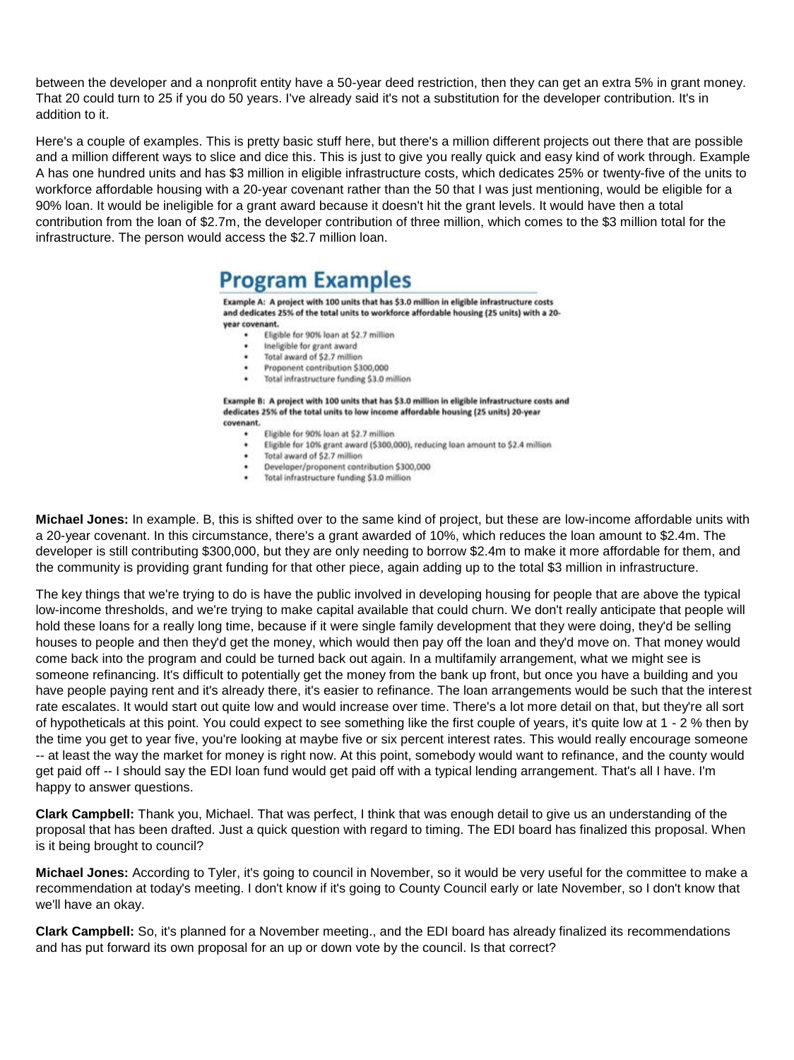between the developer and a nonprofit entity have a 50-year deed restriction, then they can get an extra 5% in grant money. That 20 could turn to 25 if you do 50 years. I've already said it's not a substitution for the developer contribution. It's in addition to it.

Here's a couple of examples. This is pretty basic stuff here, but there's a million different projects out there that are possible and a million different ways to slice and dice this. This is just to give you really quick and easy kind of work through. Example A has one hundred units and has $3 million in eligible infrastructure costs, which dedicates 25% or twenty-five of the units to workforce affordable housing with a 20-year covenant rather than the 50 that I was just mentioning, would be eligible for a 90% loan. It would be ineligible for a grant award because it doesn't hit the grant levels. It would have then a total contribution from the loan of $2.7m, the developer contribution of three million, which comes to the $3 million total for the infrastructure. The person would access the $2.7 million loan.

## Program Examples

**Example A: A project with 100 units that has $3.0 million in eligible infrastructure costs and dedicates 25% of the total units to workforce affordable housing (25 units) with a 20-year covenant.**

- Eligible for 90% loan at $2.7 million
- Ineligible for grant award
- Total award of $2.7 million
- Proponent contribution $300,000
- Total infrastructure funding $3.0 million

**Example B: A project with 100 units that has $3.0 million in eligible infrastructure costs and dedicates 25% of the total units to low income affordable housing (25 units) 20-year covenant.**

- Eligible for 90% loan at $2.7 million
- Eligible for 10% grant award ($300,000), reducing loan amount to $2.4 million
- Total award of $2.7 million
- Developer/proponent contribution $300,000
- Total infrastructure funding $3.0 million

**Michael Jones:** In example. B, this is shifted over to the same kind of project, but these are low-income affordable units with a 20-year covenant. In this circumstance, there's a grant awarded of 10%, which reduces the loan amount to $2.4m. The developer is still contributing $300,000, but they are only needing to borrow $2.4m to make it more affordable for them, and the community is providing grant funding for that other piece, again adding up to the total $3 million in infrastructure.

The key things that we're trying to do is have the public involved in developing housing for people that are above the typical low-income thresholds, and we're trying to make capital available that could churn. We don't really anticipate that people will hold these loans for a really long time, because if it were single family development that they were doing, they'd be selling houses to people and then they'd get the money, which would then pay off the loan and they'd move on. That money would come back into the program and could be turned back out again. In a multifamily arrangement, what we might see is someone refinancing. It's difficult to potentially get the money from the bank up front, but once you have a building and you have people paying rent and it's already there, it's easier to refinance. The loan arrangements would be such that the interest rate escalates. It would start out quite low and would increase over time. There's a lot more detail on that, but they're all sort of hypotheticals at this point. You could expect to see something like the first couple of years, it's quite low at 1 - 2 % then by the time you get to year five, you're looking at maybe five or six percent interest rates. This would really encourage someone -- at least the way the market for money is right now. At this point, somebody would want to refinance, and the county would get paid off -- I should say the EDI loan fund would get paid off with a typical lending arrangement. That's all I have. I'm happy to answer questions.

**Clark Campbell:** Thank you, Michael. That was perfect, I think that was enough detail to give us an understanding of the proposal that has been drafted. Just a quick question with regard to timing. The EDI board has finalized this proposal. When is it being brought to council?

**Michael Jones:** According to Tyler, it's going to council in November, so it would be very useful for the committee to make a recommendation at today's meeting. I don't know if it's going to County Council early or late November, so I don't know that we'll have an okay.

**Clark Campbell:** So, it's planned for a November meeting., and the EDI board has already finalized its recommendations and has put forward its own proposal for an up or down vote by the council. Is that correct?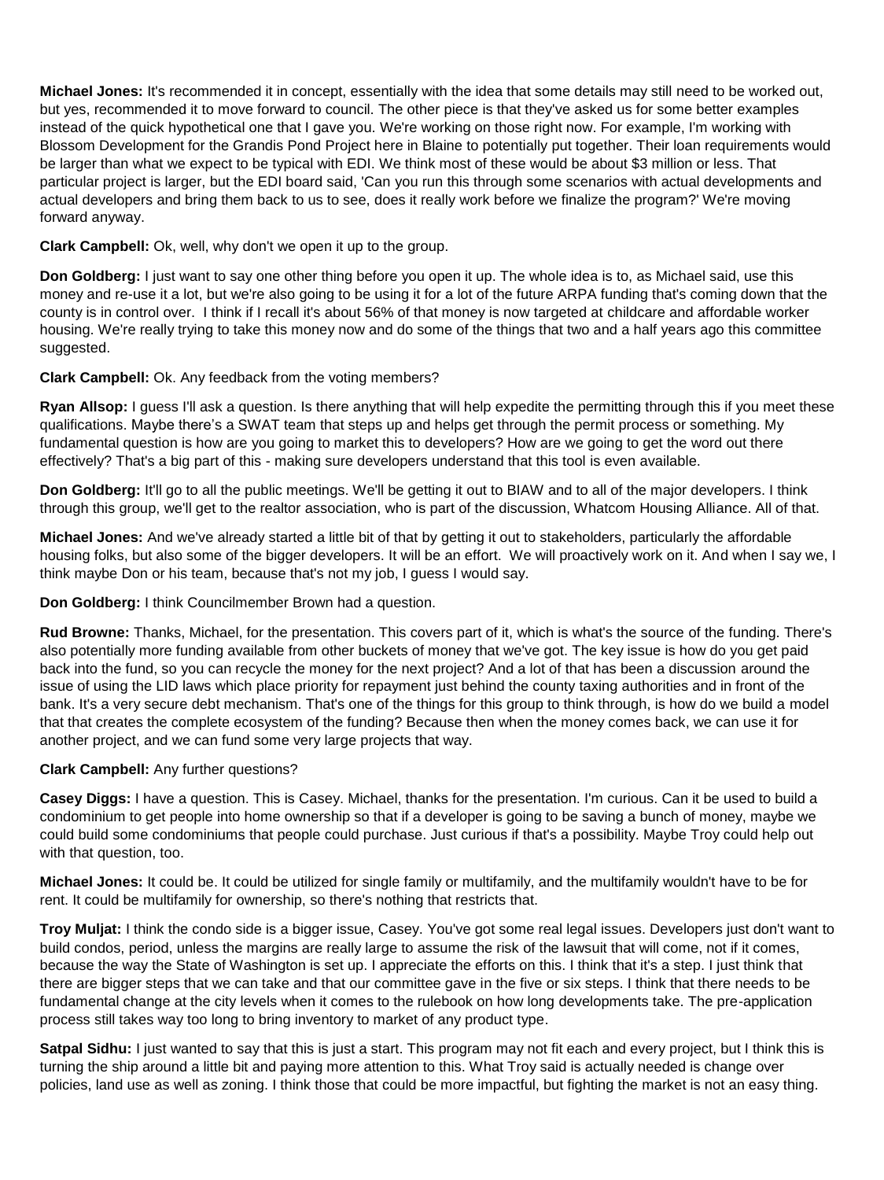**Michael Jones:** It's recommended it in concept, essentially with the idea that some details may still need to be worked out, but yes, recommended it to move forward to council. The other piece is that they've asked us for some better examples instead of the quick hypothetical one that I gave you. We're working on those right now. For example, I'm working with Blossom Development for the Grandis Pond Project here in Blaine to potentially put together. Their loan requirements would be larger than what we expect to be typical with EDI. We think most of these would be about $3 million or less. That particular project is larger, but the EDI board said, 'Can you run this through some scenarios with actual developments and actual developers and bring them back to us to see, does it really work before we finalize the program?' We're moving forward anyway.

**Clark Campbell:** Ok, well, why don't we open it up to the group.

**Don Goldberg:** I just want to say one other thing before you open it up. The whole idea is to, as Michael said, use this money and re-use it a lot, but we're also going to be using it for a lot of the future ARPA funding that's coming down that the county is in control over. I think if I recall it's about 56% of that money is now targeted at childcare and affordable worker housing. We're really trying to take this money now and do some of the things that two and a half years ago this committee suggested.

**Clark Campbell:** Ok. Any feedback from the voting members?

**Ryan Allsop:** I guess I'll ask a question. Is there anything that will help expedite the permitting through this if you meet these qualifications. Maybe there's a SWAT team that steps up and helps get through the permit process or something. My fundamental question is how are you going to market this to developers? How are we going to get the word out there effectively? That's a big part of this - making sure developers understand that this tool is even available.

**Don Goldberg:** It'll go to all the public meetings. We'll be getting it out to BIAW and to all of the major developers. I think through this group, we'll get to the realtor association, who is part of the discussion, Whatcom Housing Alliance. All of that.

**Michael Jones:** And we've already started a little bit of that by getting it out to stakeholders, particularly the affordable housing folks, but also some of the bigger developers. It will be an effort. We will proactively work on it. And when I say we, I think maybe Don or his team, because that's not my job, I guess I would say.

**Don Goldberg:** I think Councilmember Brown had a question.

**Rud Browne:** Thanks, Michael, for the presentation. This covers part of it, which is what's the source of the funding. There's also potentially more funding available from other buckets of money that we've got. The key issue is how do you get paid back into the fund, so you can recycle the money for the next project? And a lot of that has been a discussion around the issue of using the LID laws which place priority for repayment just behind the county taxing authorities and in front of the bank. It's a very secure debt mechanism. That's one of the things for this group to think through, is how do we build a model that that creates the complete ecosystem of the funding? Because then when the money comes back, we can use it for another project, and we can fund some very large projects that way.

**Clark Campbell:** Any further questions?

**Casey Diggs:** I have a question. This is Casey. Michael, thanks for the presentation. I'm curious. Can it be used to build a condominium to get people into home ownership so that if a developer is going to be saving a bunch of money, maybe we could build some condominiums that people could purchase. Just curious if that's a possibility. Maybe Troy could help out with that question, too.

**Michael Jones:** It could be. It could be utilized for single family or multifamily, and the multifamily wouldn't have to be for rent. It could be multifamily for ownership, so there's nothing that restricts that.

**Troy Muljat:** I think the condo side is a bigger issue, Casey. You've got some real legal issues. Developers just don't want to build condos, period, unless the margins are really large to assume the risk of the lawsuit that will come, not if it comes, because the way the State of Washington is set up. I appreciate the efforts on this. I think that it's a step. I just think that there are bigger steps that we can take and that our committee gave in the five or six steps. I think that there needs to be fundamental change at the city levels when it comes to the rulebook on how long developments take. The pre-application process still takes way too long to bring inventory to market of any product type.

**Satpal Sidhu:** I just wanted to say that this is just a start. This program may not fit each and every project, but I think this is turning the ship around a little bit and paying more attention to this. What Troy said is actually needed is change over policies, land use as well as zoning. I think those that could be more impactful, but fighting the market is not an easy thing.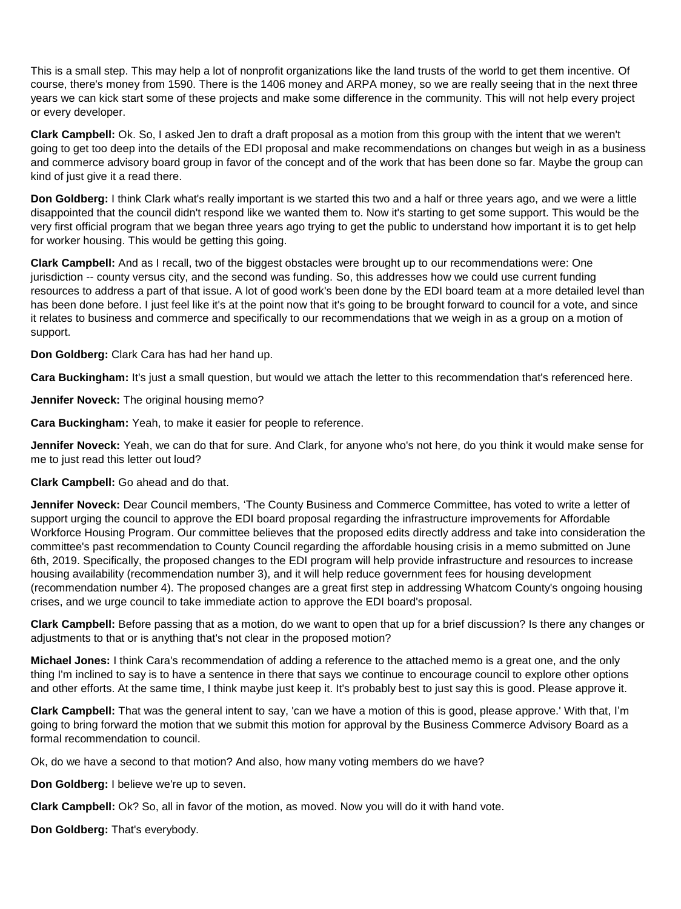This is a small step. This may help a lot of nonprofit organizations like the land trusts of the world to get them incentive. Of course, there's money from 1590. There is the 1406 money and ARPA money, so we are really seeing that in the next three years we can kick start some of these projects and make some difference in the community. This will not help every project or every developer.

**Clark Campbell:** Ok. So, I asked Jen to draft a draft proposal as a motion from this group with the intent that we weren't going to get too deep into the details of the EDI proposal and make recommendations on changes but weigh in as a business and commerce advisory board group in favor of the concept and of the work that has been done so far. Maybe the group can kind of just give it a read there.

**Don Goldberg:** I think Clark what's really important is we started this two and a half or three years ago, and we were a little disappointed that the council didn't respond like we wanted them to. Now it's starting to get some support. This would be the very first official program that we began three years ago trying to get the public to understand how important it is to get help for worker housing. This would be getting this going.

**Clark Campbell:** And as I recall, two of the biggest obstacles were brought up to our recommendations were: One jurisdiction -- county versus city, and the second was funding. So, this addresses how we could use current funding resources to address a part of that issue. A lot of good work's been done by the EDI board team at a more detailed level than has been done before. I just feel like it's at the point now that it's going to be brought forward to council for a vote, and since it relates to business and commerce and specifically to our recommendations that we weigh in as a group on a motion of support.

**Don Goldberg:** Clark Cara has had her hand up.

**Cara Buckingham:** It's just a small question, but would we attach the letter to this recommendation that's referenced here.

**Jennifer Noveck:** The original housing memo?

**Cara Buckingham:** Yeah, to make it easier for people to reference.

**Jennifer Noveck:** Yeah, we can do that for sure. And Clark, for anyone who's not here, do you think it would make sense for me to just read this letter out loud?

**Clark Campbell:** Go ahead and do that.

**Jennifer Noveck:** Dear Council members, 'The County Business and Commerce Committee, has voted to write a letter of support urging the council to approve the EDI board proposal regarding the infrastructure improvements for Affordable Workforce Housing Program. Our committee believes that the proposed edits directly address and take into consideration the committee's past recommendation to County Council regarding the affordable housing crisis in a memo submitted on June 6th, 2019. Specifically, the proposed changes to the EDI program will help provide infrastructure and resources to increase housing availability (recommendation number 3), and it will help reduce government fees for housing development (recommendation number 4). The proposed changes are a great first step in addressing Whatcom County's ongoing housing crises, and we urge council to take immediate action to approve the EDI board's proposal.

**Clark Campbell:** Before passing that as a motion, do we want to open that up for a brief discussion? Is there any changes or adjustments to that or is anything that's not clear in the proposed motion?

**Michael Jones:** I think Cara's recommendation of adding a reference to the attached memo is a great one, and the only thing I'm inclined to say is to have a sentence in there that says we continue to encourage council to explore other options and other efforts. At the same time, I think maybe just keep it. It's probably best to just say this is good. Please approve it.

**Clark Campbell:** That was the general intent to say, 'can we have a motion of this is good, please approve.' With that, I'm going to bring forward the motion that we submit this motion for approval by the Business Commerce Advisory Board as a formal recommendation to council.

Ok, do we have a second to that motion? And also, how many voting members do we have?

**Don Goldberg:** I believe we're up to seven.

**Clark Campbell:** Ok? So, all in favor of the motion, as moved. Now you will do it with hand vote.

**Don Goldberg:** That's everybody.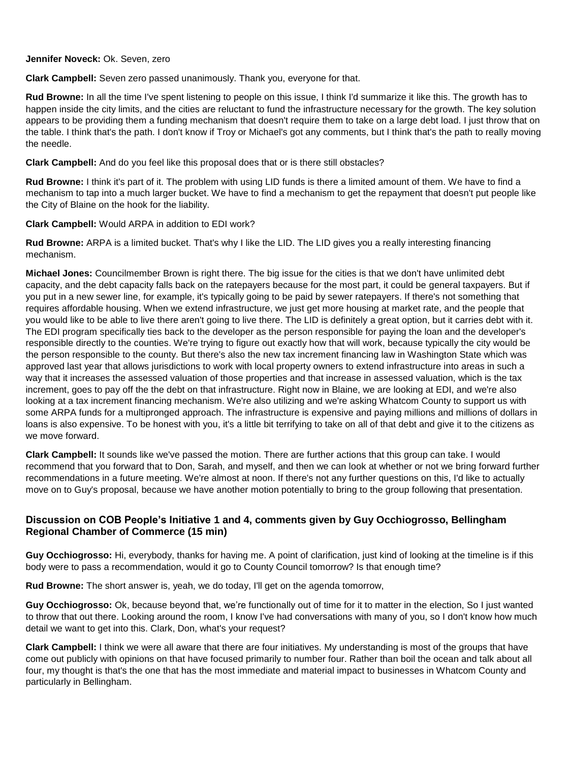**Jennifer Noveck:** Ok. Seven, zero

**Clark Campbell:** Seven zero passed unanimously. Thank you, everyone for that.

**Rud Browne:** In all the time I've spent listening to people on this issue, I think I'd summarize it like this. The growth has to happen inside the city limits, and the cities are reluctant to fund the infrastructure necessary for the growth. The key solution appears to be providing them a funding mechanism that doesn't require them to take on a large debt load. I just throw that on the table. I think that's the path. I don't know if Troy or Michael's got any comments, but I think that's the path to really moving the needle.

**Clark Campbell:** And do you feel like this proposal does that or is there still obstacles?

**Rud Browne:** I think it's part of it. The problem with using LID funds is there a limited amount of them. We have to find a mechanism to tap into a much larger bucket. We have to find a mechanism to get the repayment that doesn't put people like the City of Blaine on the hook for the liability.

**Clark Campbell:** Would ARPA in addition to EDI work?

**Rud Browne:** ARPA is a limited bucket. That's why I like the LID. The LID gives you a really interesting financing mechanism.

**Michael Jones:** Councilmember Brown is right there. The big issue for the cities is that we don't have unlimited debt capacity, and the debt capacity falls back on the ratepayers because for the most part, it could be general taxpayers. But if you put in a new sewer line, for example, it's typically going to be paid by sewer ratepayers. If there's not something that requires affordable housing. When we extend infrastructure, we just get more housing at market rate, and the people that you would like to be able to live there aren't going to live there. The LID is definitely a great option, but it carries debt with it. The EDI program specifically ties back to the developer as the person responsible for paying the loan and the developer's responsible directly to the counties. We're trying to figure out exactly how that will work, because typically the city would be the person responsible to the county. But there's also the new tax increment financing law in Washington State which was approved last year that allows jurisdictions to work with local property owners to extend infrastructure into areas in such a way that it increases the assessed valuation of those properties and that increase in assessed valuation, which is the tax increment, goes to pay off the the debt on that infrastructure. Right now in Blaine, we are looking at EDI, and we're also looking at a tax increment financing mechanism. We're also utilizing and we're asking Whatcom County to support us with some ARPA funds for a multipronged approach. The infrastructure is expensive and paying millions and millions of dollars in loans is also expensive. To be honest with you, it's a little bit terrifying to take on all of that debt and give it to the citizens as we move forward.

**Clark Campbell:** It sounds like we've passed the motion. There are further actions that this group can take. I would recommend that you forward that to Don, Sarah, and myself, and then we can look at whether or not we bring forward further recommendations in a future meeting. We're almost at noon. If there's not any further questions on this, I'd like to actually move on to Guy's proposal, because we have another motion potentially to bring to the group following that presentation.

### Discussion on COB People's Initiative 1 and 4, comments given by Guy Occhiogrosso, Bellingham Regional Chamber of Commerce (15 min)

**Guy Occhiogrosso:** Hi, everybody, thanks for having me. A point of clarification, just kind of looking at the timeline is if this body were to pass a recommendation, would it go to County Council tomorrow? Is that enough time?

**Rud Browne:** The short answer is, yeah, we do today, I'll get on the agenda tomorrow,

**Guy Occhiogrosso:** Ok, because beyond that, we're functionally out of time for it to matter in the election, So I just wanted to throw that out there. Looking around the room, I know I've had conversations with many of you, so I don't know how much detail we want to get into this. Clark, Don, what's your request?

**Clark Campbell:** I think we were all aware that there are four initiatives. My understanding is most of the groups that have come out publicly with opinions on that have focused primarily to number four. Rather than boil the ocean and talk about all four, my thought is that's the one that has the most immediate and material impact to businesses in Whatcom County and particularly in Bellingham.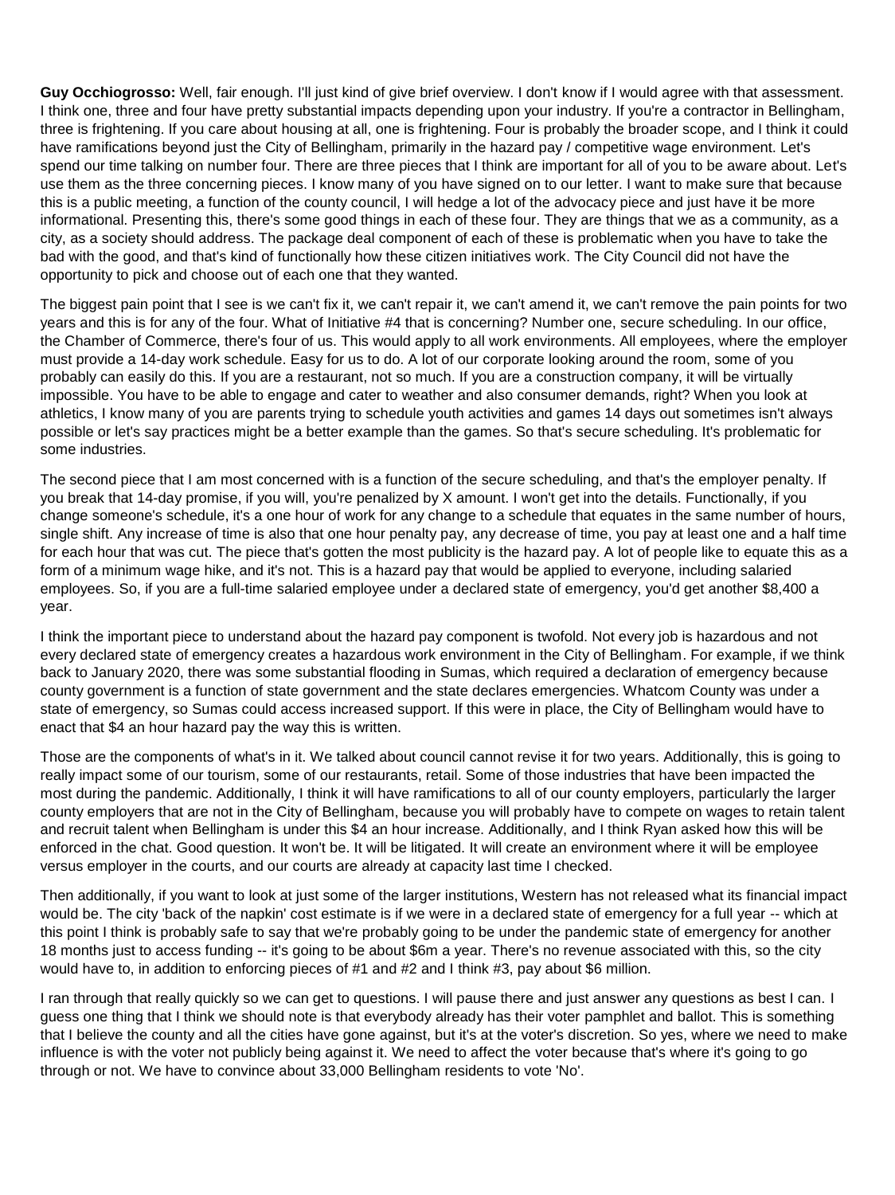**Guy Occhiogrosso:** Well, fair enough. I'll just kind of give brief overview. I don't know if I would agree with that assessment. I think one, three and four have pretty substantial impacts depending upon your industry. If you're a contractor in Bellingham, three is frightening. If you care about housing at all, one is frightening. Four is probably the broader scope, and I think it could have ramifications beyond just the City of Bellingham, primarily in the hazard pay / competitive wage environment. Let's spend our time talking on number four. There are three pieces that I think are important for all of you to be aware about. Let's use them as the three concerning pieces. I know many of you have signed on to our letter. I want to make sure that because this is a public meeting, a function of the county council, I will hedge a lot of the advocacy piece and just have it be more informational. Presenting this, there's some good things in each of these four. They are things that we as a community, as a city, as a society should address. The package deal component of each of these is problematic when you have to take the bad with the good, and that's kind of functionally how these citizen initiatives work. The City Council did not have the opportunity to pick and choose out of each one that they wanted.

The biggest pain point that I see is we can't fix it, we can't repair it, we can't amend it, we can't remove the pain points for two years and this is for any of the four. What of Initiative #4 that is concerning? Number one, secure scheduling. In our office, the Chamber of Commerce, there's four of us. This would apply to all work environments. All employees, where the employer must provide a 14-day work schedule. Easy for us to do. A lot of our corporate looking around the room, some of you probably can easily do this. If you are a restaurant, not so much. If you are a construction company, it will be virtually impossible. You have to be able to engage and cater to weather and also consumer demands, right? When you look at athletics, I know many of you are parents trying to schedule youth activities and games 14 days out sometimes isn't always possible or let's say practices might be a better example than the games. So that's secure scheduling. It's problematic for some industries.

The second piece that I am most concerned with is a function of the secure scheduling, and that's the employer penalty. If you break that 14-day promise, if you will, you're penalized by X amount. I won't get into the details. Functionally, if you change someone's schedule, it's a one hour of work for any change to a schedule that equates in the same number of hours, single shift. Any increase of time is also that one hour penalty pay, any decrease of time, you pay at least one and a half time for each hour that was cut. The piece that's gotten the most publicity is the hazard pay. A lot of people like to equate this as a form of a minimum wage hike, and it's not. This is a hazard pay that would be applied to everyone, including salaried employees. So, if you are a full-time salaried employee under a declared state of emergency, you'd get another $8,400 a year.

I think the important piece to understand about the hazard pay component is twofold. Not every job is hazardous and not every declared state of emergency creates a hazardous work environment in the City of Bellingham. For example, if we think back to January 2020, there was some substantial flooding in Sumas, which required a declaration of emergency because county government is a function of state government and the state declares emergencies. Whatcom County was under a state of emergency, so Sumas could access increased support. If this were in place, the City of Bellingham would have to enact that $4 an hour hazard pay the way this is written.

Those are the components of what's in it. We talked about council cannot revise it for two years. Additionally, this is going to really impact some of our tourism, some of our restaurants, retail. Some of those industries that have been impacted the most during the pandemic. Additionally, I think it will have ramifications to all of our county employers, particularly the larger county employers that are not in the City of Bellingham, because you will probably have to compete on wages to retain talent and recruit talent when Bellingham is under this $4 an hour increase. Additionally, and I think Ryan asked how this will be enforced in the chat. Good question. It won't be. It will be litigated. It will create an environment where it will be employee versus employer in the courts, and our courts are already at capacity last time I checked.

Then additionally, if you want to look at just some of the larger institutions, Western has not released what its financial impact would be. The city 'back of the napkin' cost estimate is if we were in a declared state of emergency for a full year -- which at this point I think is probably safe to say that we're probably going to be under the pandemic state of emergency for another 18 months just to access funding -- it's going to be about $6m a year. There's no revenue associated with this, so the city would have to, in addition to enforcing pieces of #1 and #2 and I think #3, pay about $6 million.

I ran through that really quickly so we can get to questions. I will pause there and just answer any questions as best I can. I guess one thing that I think we should note is that everybody already has their voter pamphlet and ballot. This is something that I believe the county and all the cities have gone against, but it's at the voter's discretion. So yes, where we need to make influence is with the voter not publicly being against it. We need to affect the voter because that's where it's going to go through or not. We have to convince about 33,000 Bellingham residents to vote 'No'.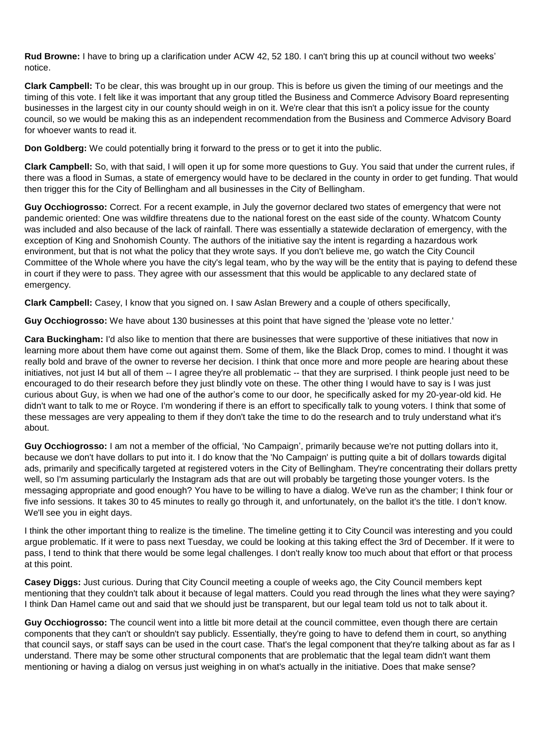**Rud Browne:** I have to bring up a clarification under ACW 42, 52 180. I can't bring this up at council without two weeks' notice.

**Clark Campbell:** To be clear, this was brought up in our group. This is before us given the timing of our meetings and the timing of this vote. I felt like it was important that any group titled the Business and Commerce Advisory Board representing businesses in the largest city in our county should weigh in on it. We're clear that this isn't a policy issue for the county council, so we would be making this as an independent recommendation from the Business and Commerce Advisory Board for whoever wants to read it.

**Don Goldberg:** We could potentially bring it forward to the press or to get it into the public.

**Clark Campbell:** So, with that said, I will open it up for some more questions to Guy. You said that under the current rules, if there was a flood in Sumas, a state of emergency would have to be declared in the county in order to get funding. That would then trigger this for the City of Bellingham and all businesses in the City of Bellingham.

**Guy Occhiogrosso:** Correct. For a recent example, in July the governor declared two states of emergency that were not pandemic oriented: One was wildfire threatens due to the national forest on the east side of the county. Whatcom County was included and also because of the lack of rainfall. There was essentially a statewide declaration of emergency, with the exception of King and Snohomish County. The authors of the initiative say the intent is regarding a hazardous work environment, but that is not what the policy that they wrote says. If you don't believe me, go watch the City Council Committee of the Whole where you have the city's legal team, who by the way will be the entity that is paying to defend these in court if they were to pass. They agree with our assessment that this would be applicable to any declared state of emergency.

**Clark Campbell:** Casey, I know that you signed on. I saw Aslan Brewery and a couple of others specifically,

**Guy Occhiogrosso:** We have about 130 businesses at this point that have signed the 'please vote no letter.'

**Cara Buckingham:** I'd also like to mention that there are businesses that were supportive of these initiatives that now in learning more about them have come out against them. Some of them, like the Black Drop, comes to mind. I thought it was really bold and brave of the owner to reverse her decision. I think that once more and more people are hearing about these initiatives, not just I4 but all of them -- I agree they're all problematic -- that they are surprised. I think people just need to be encouraged to do their research before they just blindly vote on these. The other thing I would have to say is I was just curious about Guy, is when we had one of the author's come to our door, he specifically asked for my 20-year-old kid. He didn't want to talk to me or Royce. I'm wondering if there is an effort to specifically talk to young voters. I think that some of these messages are very appealing to them if they don't take the time to do the research and to truly understand what it's about.

**Guy Occhiogrosso:** I am not a member of the official, 'No Campaign', primarily because we're not putting dollars into it, because we don't have dollars to put into it. I do know that the 'No Campaign' is putting quite a bit of dollars towards digital ads, primarily and specifically targeted at registered voters in the City of Bellingham. They're concentrating their dollars pretty well, so I'm assuming particularly the Instagram ads that are out will probably be targeting those younger voters. Is the messaging appropriate and good enough? You have to be willing to have a dialog. We've run as the chamber; I think four or five info sessions. It takes 30 to 45 minutes to really go through it, and unfortunately, on the ballot it's the title. I don't know. We'll see you in eight days.

I think the other important thing to realize is the timeline. The timeline getting it to City Council was interesting and you could argue problematic. If it were to pass next Tuesday, we could be looking at this taking effect the 3rd of December. If it were to pass, I tend to think that there would be some legal challenges. I don't really know too much about that effort or that process at this point.

**Casey Diggs:** Just curious. During that City Council meeting a couple of weeks ago, the City Council members kept mentioning that they couldn't talk about it because of legal matters. Could you read through the lines what they were saying? I think Dan Hamel came out and said that we should just be transparent, but our legal team told us not to talk about it.

**Guy Occhiogrosso:** The council went into a little bit more detail at the council committee, even though there are certain components that they can't or shouldn't say publicly. Essentially, they're going to have to defend them in court, so anything that council says, or staff says can be used in the court case. That's the legal component that they're talking about as far as I understand. There may be some other structural components that are problematic that the legal team didn't want them mentioning or having a dialog on versus just weighing in on what's actually in the initiative. Does that make sense?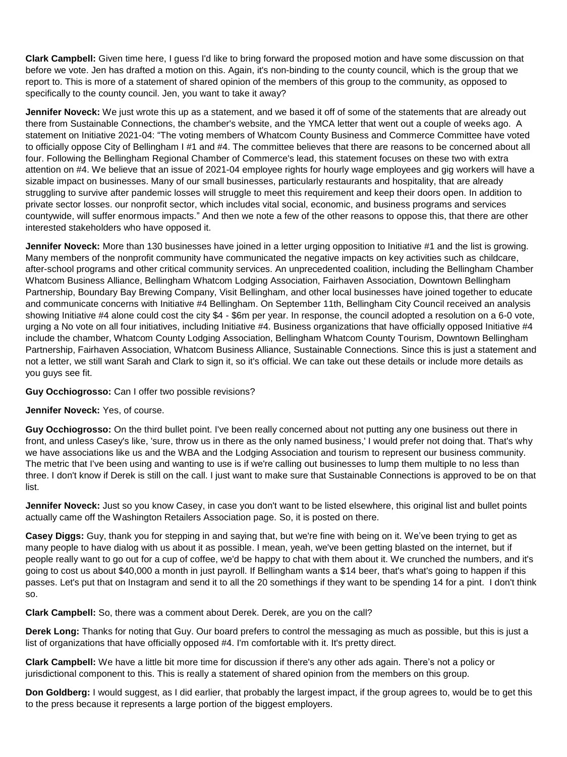**Clark Campbell:** Given time here, I guess I'd like to bring forward the proposed motion and have some discussion on that before we vote. Jen has drafted a motion on this. Again, it's non-binding to the county council, which is the group that we report to. This is more of a statement of shared opinion of the members of this group to the community, as opposed to specifically to the county council. Jen, you want to take it away?

**Jennifer Noveck:** We just wrote this up as a statement, and we based it off of some of the statements that are already out there from Sustainable Connections, the chamber's website, and the YMCA letter that went out a couple of weeks ago. A statement on Initiative 2021-04: "The voting members of Whatcom County Business and Commerce Committee have voted to officially oppose City of Bellingham I #1 and #4. The committee believes that there are reasons to be concerned about all four. Following the Bellingham Regional Chamber of Commerce's lead, this statement focuses on these two with extra attention on #4. We believe that an issue of 2021-04 employee rights for hourly wage employees and gig workers will have a sizable impact on businesses. Many of our small businesses, particularly restaurants and hospitality, that are already struggling to survive after pandemic losses will struggle to meet this requirement and keep their doors open. In addition to private sector losses. our nonprofit sector, which includes vital social, economic, and business programs and services countywide, will suffer enormous impacts." And then we note a few of the other reasons to oppose this, that there are other interested stakeholders who have opposed it.

**Jennifer Noveck:** More than 130 businesses have joined in a letter urging opposition to Initiative #1 and the list is growing. Many members of the nonprofit community have communicated the negative impacts on key activities such as childcare, after-school programs and other critical community services. An unprecedented coalition, including the Bellingham Chamber Whatcom Business Alliance, Bellingham Whatcom Lodging Association, Fairhaven Association, Downtown Bellingham Partnership, Boundary Bay Brewing Company, Visit Bellingham, and other local businesses have joined together to educate and communicate concerns with Initiative #4 Bellingham. On September 11th, Bellingham City Council received an analysis showing Initiative #4 alone could cost the city $4 - $6m per year. In response, the council adopted a resolution on a 6-0 vote, urging a No vote on all four initiatives, including Initiative #4. Business organizations that have officially opposed Initiative #4 include the chamber, Whatcom County Lodging Association, Bellingham Whatcom County Tourism, Downtown Bellingham Partnership, Fairhaven Association, Whatcom Business Alliance, Sustainable Connections. Since this is just a statement and not a letter, we still want Sarah and Clark to sign it, so it's official. We can take out these details or include more details as you guys see fit.

**Guy Occhiogrosso:** Can I offer two possible revisions?

**Jennifer Noveck:** Yes, of course.

**Guy Occhiogrosso:** On the third bullet point. I've been really concerned about not putting any one business out there in front, and unless Casey's like, 'sure, throw us in there as the only named business,' I would prefer not doing that. That's why we have associations like us and the WBA and the Lodging Association and tourism to represent our business community. The metric that I've been using and wanting to use is if we're calling out businesses to lump them multiple to no less than three. I don't know if Derek is still on the call. I just want to make sure that Sustainable Connections is approved to be on that list.

**Jennifer Noveck:** Just so you know Casey, in case you don't want to be listed elsewhere, this original list and bullet points actually came off the Washington Retailers Association page. So, it is posted on there.

**Casey Diggs:** Guy, thank you for stepping in and saying that, but we're fine with being on it. We've been trying to get as many people to have dialog with us about it as possible. I mean, yeah, we've been getting blasted on the internet, but if people really want to go out for a cup of coffee, we'd be happy to chat with them about it. We crunched the numbers, and it's going to cost us about $40,000 a month in just payroll. If Bellingham wants a $14 beer, that's what's going to happen if this passes. Let's put that on Instagram and send it to all the 20 somethings if they want to be spending 14 for a pint. I don't think so.

**Clark Campbell:** So, there was a comment about Derek. Derek, are you on the call?

**Derek Long:** Thanks for noting that Guy. Our board prefers to control the messaging as much as possible, but this is just a list of organizations that have officially opposed #4. I'm comfortable with it. It's pretty direct.

**Clark Campbell:** We have a little bit more time for discussion if there's any other ads again. There's not a policy or jurisdictional component to this. This is really a statement of shared opinion from the members on this group.

**Don Goldberg:** I would suggest, as I did earlier, that probably the largest impact, if the group agrees to, would be to get this to the press because it represents a large portion of the biggest employers.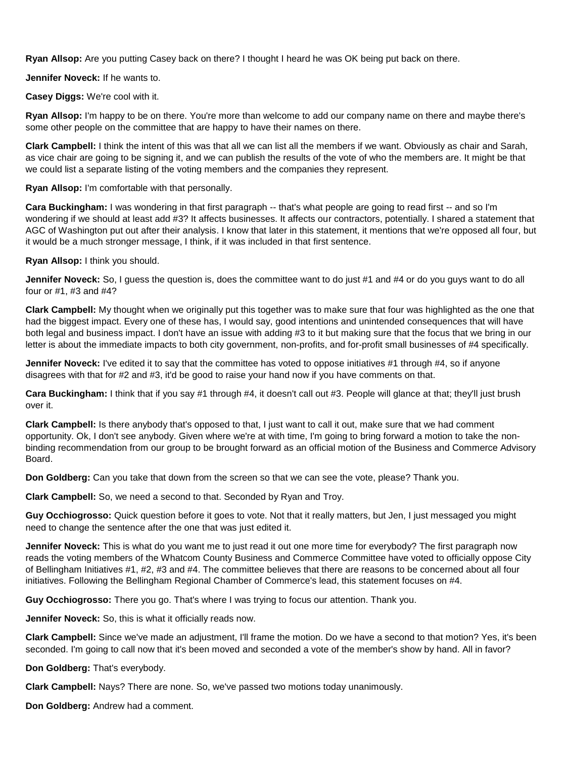**Ryan Allsop:** Are you putting Casey back on there? I thought I heard he was OK being put back on there.

**Jennifer Noveck:** If he wants to.

**Casey Diggs:** We're cool with it.

**Ryan Allsop:** I'm happy to be on there. You're more than welcome to add our company name on there and maybe there's some other people on the committee that are happy to have their names on there.

**Clark Campbell:** I think the intent of this was that all we can list all the members if we want. Obviously as chair and Sarah, as vice chair are going to be signing it, and we can publish the results of the vote of who the members are. It might be that we could list a separate listing of the voting members and the companies they represent.

**Ryan Allsop:** I'm comfortable with that personally.

**Cara Buckingham:** I was wondering in that first paragraph -- that's what people are going to read first -- and so I'm wondering if we should at least add #3? It affects businesses. It affects our contractors, potentially. I shared a statement that AGC of Washington put out after their analysis. I know that later in this statement, it mentions that we're opposed all four, but it would be a much stronger message, I think, if it was included in that first sentence.

**Ryan Allsop:** I think you should.

**Jennifer Noveck:** So, I guess the question is, does the committee want to do just #1 and #4 or do you guys want to do all four or #1, #3 and #4?

**Clark Campbell:** My thought when we originally put this together was to make sure that four was highlighted as the one that had the biggest impact. Every one of these has, I would say, good intentions and unintended consequences that will have both legal and business impact. I don't have an issue with adding #3 to it but making sure that the focus that we bring in our letter is about the immediate impacts to both city government, non-profits, and for-profit small businesses of #4 specifically.

**Jennifer Noveck:** I've edited it to say that the committee has voted to oppose initiatives #1 through #4, so if anyone disagrees with that for #2 and #3, it'd be good to raise your hand now if you have comments on that.

**Cara Buckingham:** I think that if you say #1 through #4, it doesn't call out #3. People will glance at that; they'll just brush over it.

**Clark Campbell:** Is there anybody that's opposed to that, I just want to call it out, make sure that we had comment opportunity. Ok, I don't see anybody. Given where we're at with time, I'm going to bring forward a motion to take the non-binding recommendation from our group to be brought forward as an official motion of the Business and Commerce Advisory Board.

**Don Goldberg:** Can you take that down from the screen so that we can see the vote, please? Thank you.

**Clark Campbell:** So, we need a second to that. Seconded by Ryan and Troy.

**Guy Occhiogrosso:** Quick question before it goes to vote. Not that it really matters, but Jen, I just messaged you might need to change the sentence after the one that was just edited it.

**Jennifer Noveck:** This is what do you want me to just read it out one more time for everybody? The first paragraph now reads the voting members of the Whatcom County Business and Commerce Committee have voted to officially oppose City of Bellingham Initiatives #1, #2, #3 and #4. The committee believes that there are reasons to be concerned about all four initiatives. Following the Bellingham Regional Chamber of Commerce's lead, this statement focuses on #4.

**Guy Occhiogrosso:** There you go. That's where I was trying to focus our attention. Thank you.

**Jennifer Noveck:** So, this is what it officially reads now.

**Clark Campbell:** Since we've made an adjustment, I'll frame the motion. Do we have a second to that motion? Yes, it's been seconded. I'm going to call now that it's been moved and seconded a vote of the member's show by hand. All in favor?

**Don Goldberg:** That's everybody.

**Clark Campbell:** Nays? There are none. So, we've passed two motions today unanimously.

**Don Goldberg:** Andrew had a comment.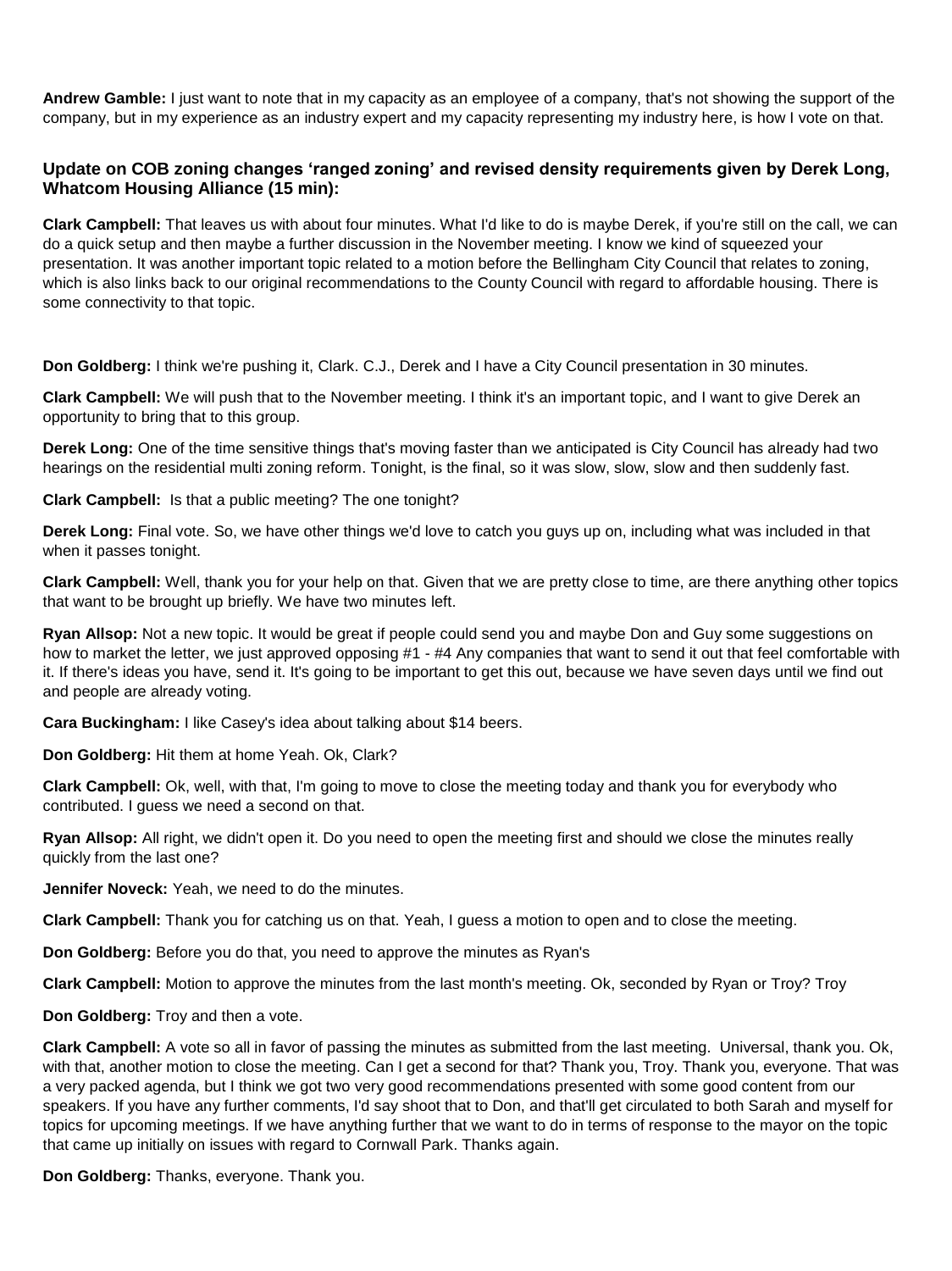**Andrew Gamble:** I just want to note that in my capacity as an employee of a company, that's not showing the support of the company, but in my experience as an industry expert and my capacity representing my industry here, is how I vote on that.

### Update on COB zoning changes 'ranged zoning' and revised density requirements given by Derek Long, Whatcom Housing Alliance (15 min):

**Clark Campbell:** That leaves us with about four minutes. What I'd like to do is maybe Derek, if you're still on the call, we can do a quick setup and then maybe a further discussion in the November meeting. I know we kind of squeezed your presentation. It was another important topic related to a motion before the Bellingham City Council that relates to zoning, which is also links back to our original recommendations to the County Council with regard to affordable housing. There is some connectivity to that topic.

**Don Goldberg:** I think we're pushing it, Clark. C.J., Derek and I have a City Council presentation in 30 minutes.

**Clark Campbell:** We will push that to the November meeting. I think it's an important topic, and I want to give Derek an opportunity to bring that to this group.

**Derek Long:** One of the time sensitive things that's moving faster than we anticipated is City Council has already had two hearings on the residential multi zoning reform. Tonight, is the final, so it was slow, slow, slow and then suddenly fast.

**Clark Campbell:** Is that a public meeting? The one tonight?

**Derek Long:** Final vote. So, we have other things we'd love to catch you guys up on, including what was included in that when it passes tonight.

**Clark Campbell:** Well, thank you for your help on that. Given that we are pretty close to time, are there anything other topics that want to be brought up briefly. We have two minutes left.

**Ryan Allsop:** Not a new topic. It would be great if people could send you and maybe Don and Guy some suggestions on how to market the letter, we just approved opposing #1 - #4 Any companies that want to send it out that feel comfortable with it. If there's ideas you have, send it. It's going to be important to get this out, because we have seven days until we find out and people are already voting.

**Cara Buckingham:** I like Casey's idea about talking about $14 beers.

**Don Goldberg:** Hit them at home Yeah. Ok, Clark?

**Clark Campbell:** Ok, well, with that, I'm going to move to close the meeting today and thank you for everybody who contributed. I guess we need a second on that.

**Ryan Allsop:** All right, we didn't open it. Do you need to open the meeting first and should we close the minutes really quickly from the last one?

**Jennifer Noveck:** Yeah, we need to do the minutes.

**Clark Campbell:** Thank you for catching us on that. Yeah, I guess a motion to open and to close the meeting.

**Don Goldberg:** Before you do that, you need to approve the minutes as Ryan's

**Clark Campbell:** Motion to approve the minutes from the last month's meeting. Ok, seconded by Ryan or Troy? Troy

**Don Goldberg:** Troy and then a vote.

**Clark Campbell:** A vote so all in favor of passing the minutes as submitted from the last meeting. Universal, thank you. Ok, with that, another motion to close the meeting. Can I get a second for that? Thank you, Troy. Thank you, everyone. That was a very packed agenda, but I think we got two very good recommendations presented with some good content from our speakers. If you have any further comments, I'd say shoot that to Don, and that'll get circulated to both Sarah and myself for topics for upcoming meetings. If we have anything further that we want to do in terms of response to the mayor on the topic that came up initially on issues with regard to Cornwall Park. Thanks again.

**Don Goldberg:** Thanks, everyone. Thank you.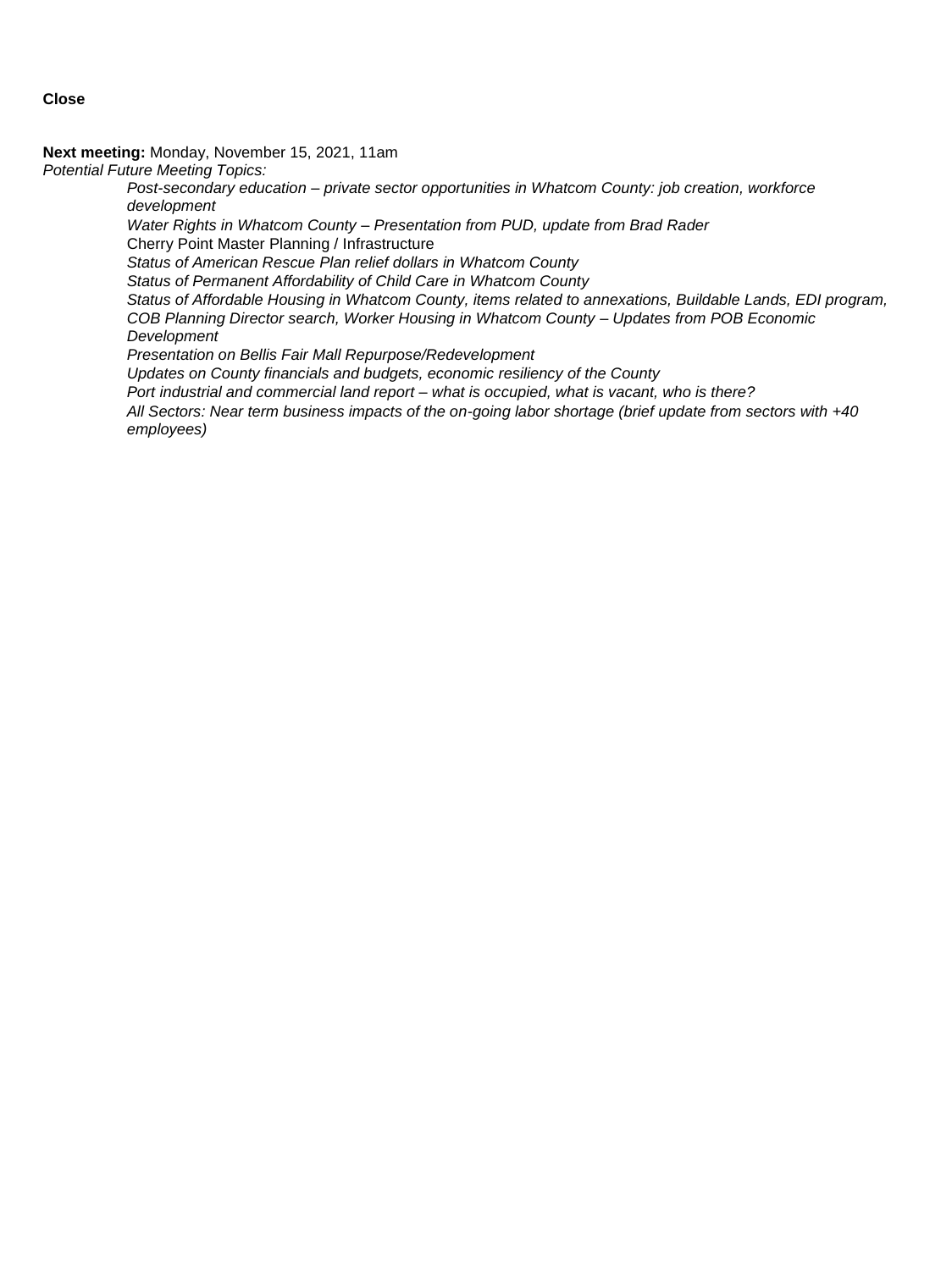**Close**

**Next meeting:** Monday, November 15, 2021, 11am

*Potential Future Meeting Topics:*

- *Post-secondary education – private sector opportunities in Whatcom County: job creation, workforce development*
- *Water Rights in Whatcom County – Presentation from PUD, update from Brad Rader*
- Cherry Point Master Planning / Infrastructure
- *Status of American Rescue Plan relief dollars in Whatcom County*
- *Status of Permanent Affordability of Child Care in Whatcom County*
- *Status of Affordable Housing in Whatcom County, items related to annexations, Buildable Lands, EDI program, COB Planning Director search, Worker Housing in Whatcom County – Updates from POB Economic Development*
- *Presentation on Bellis Fair Mall Repurpose/Redevelopment*
- *Updates on County financials and budgets, economic resiliency of the County*
- *Port industrial and commercial land report – what is occupied, what is vacant, who is there?*
- *All Sectors: Near term business impacts of the on-going labor shortage (brief update from sectors with +40 employees)*